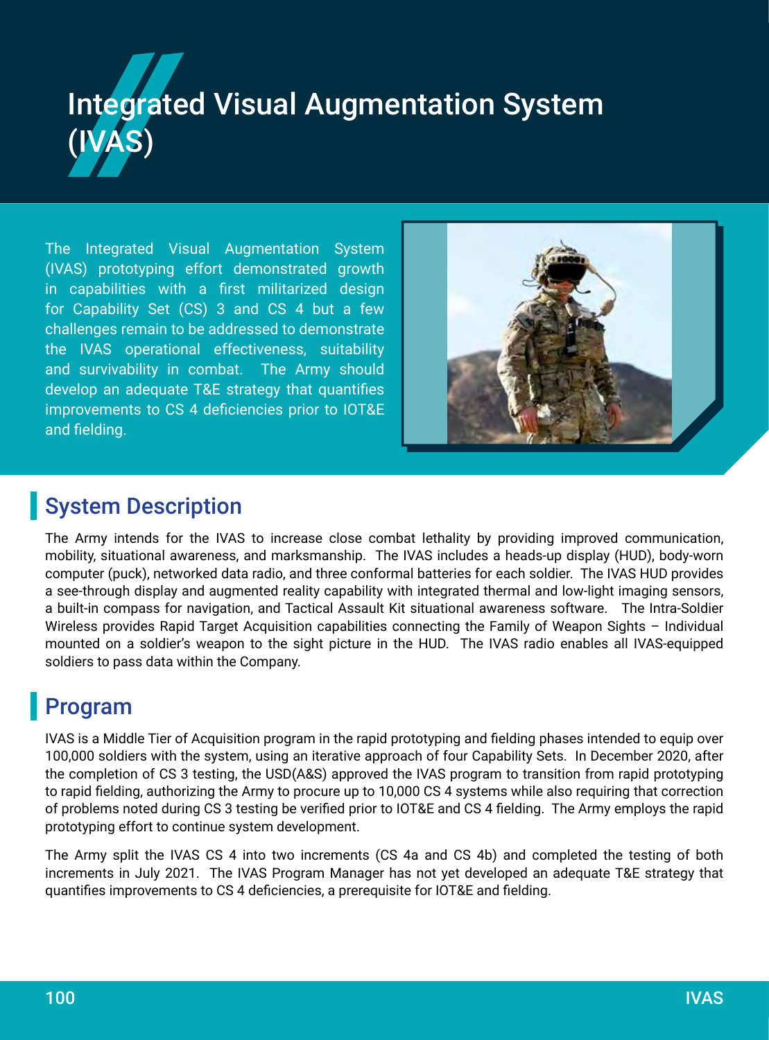# Integrated Visual Augmentation System (IVAS)

The Integrated Visual Augmentation System (IVAS) prototyping effort demonstrated growth in capabilities with a first militarized design for Capability Set (CS) 3 and CS 4 but a few challenges remain to be addressed to demonstrate the IVAS operational effectiveness, suitability and survivability in combat. The Army should develop an adequate T&E strategy that quantifies improvements to CS 4 deficiencies prior to IOT&E and fielding.

## System Description

The Army intends for the IVAS to increase close combat lethality by providing improved communication, mobility, situational awareness, and marksmanship. The IVAS includes a heads-up display (HUD), body-worn computer (puck), networked data radio, and three conformal batteries for each soldier. The IVAS HUD provides a see-through display and augmented reality capability with integrated thermal and low-light imaging sensors, a built-in compass for navigation, and Tactical Assault Kit situational awareness software. The Intra-Soldier Wireless provides Rapid Target Acquisition capabilities connecting the Family of Weapon Sights – Individual mounted on a soldier's weapon to the sight picture in the HUD. The IVAS radio enables all IVAS-equipped soldiers to pass data within the Company.

## Program

IVAS is a Middle Tier of Acquisition program in the rapid prototyping and fielding phases intended to equip over 100,000 soldiers with the system, using an iterative approach of four Capability Sets. In December 2020, after the completion of CS 3 testing, the USD(A&S) approved the IVAS program to transition from rapid prototyping to rapid fielding, authorizing the Army to procure up to 10,000 CS 4 systems while also requiring that correction of problems noted during CS 3 testing be verified prior to IOT&E and CS 4 fielding. The Army employs the rapid prototyping effort to continue system development.

The Army split the IVAS CS 4 into two increments (CS 4a and CS 4b) and completed the testing of both increments in July 2021. The IVAS Program Manager has not yet developed an adequate T&E strategy that quantifies improvements to CS 4 deficiencies, a prerequisite for IOT&E and fielding.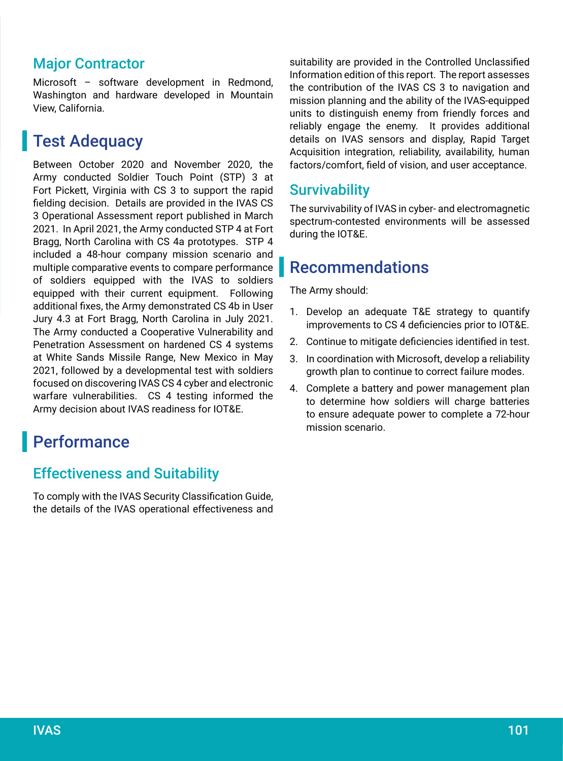### Major Contractor

Microsoft – software development in Redmond, Washington and hardware developed in Mountain View, California.

## Test Adequacy

Between October 2020 and November 2020, the Army conducted Soldier Touch Point (STP) 3 at Fort Pickett, Virginia with CS 3 to support the rapid fielding decision. Details are provided in the IVAS CS 3 Operational Assessment report published in March 2021. In April 2021, the Army conducted STP 4 at Fort Bragg, North Carolina with CS 4a prototypes. STP 4 included a 48-hour company mission scenario and multiple comparative events to compare performance of soldiers equipped with the IVAS to soldiers equipped with their current equipment. Following additional fixes, the Army demonstrated CS 4b in User Jury 4.3 at Fort Bragg, North Carolina in July 2021. The Army conducted a Cooperative Vulnerability and Penetration Assessment on hardened CS 4 systems at White Sands Missile Range, New Mexico in May 2021, followed by a developmental test with soldiers focused on discovering IVAS CS 4 cyber and electronic warfare vulnerabilities. CS 4 testing informed the Army decision about IVAS readiness for IOT&E.

## Performance

### Effectiveness and Suitability

To comply with the IVAS Security Classification Guide, the details of the IVAS operational effectiveness and suitability are provided in the Controlled Unclassified Information edition of this report. The report assesses the contribution of the IVAS CS 3 to navigation and mission planning and the ability of the IVAS-equipped units to distinguish enemy from friendly forces and reliably engage the enemy. It provides additional details on IVAS sensors and display, Rapid Target Acquisition integration, reliability, availability, human factors/comfort, field of vision, and user acceptance.

### Survivability

The survivability of IVAS in cyber- and electromagnetic spectrum-contested environments will be assessed during the IOT&E.

## Recommendations

The Army should:

1. Develop an adequate T&E strategy to quantify improvements to CS 4 deficiencies prior to IOT&E.
2. Continue to mitigate deficiencies identified in test.
3. In coordination with Microsoft, develop a reliability growth plan to continue to correct failure modes.
4. Complete a battery and power management plan to determine how soldiers will charge batteries to ensure adequate power to complete a 72-hour mission scenario.